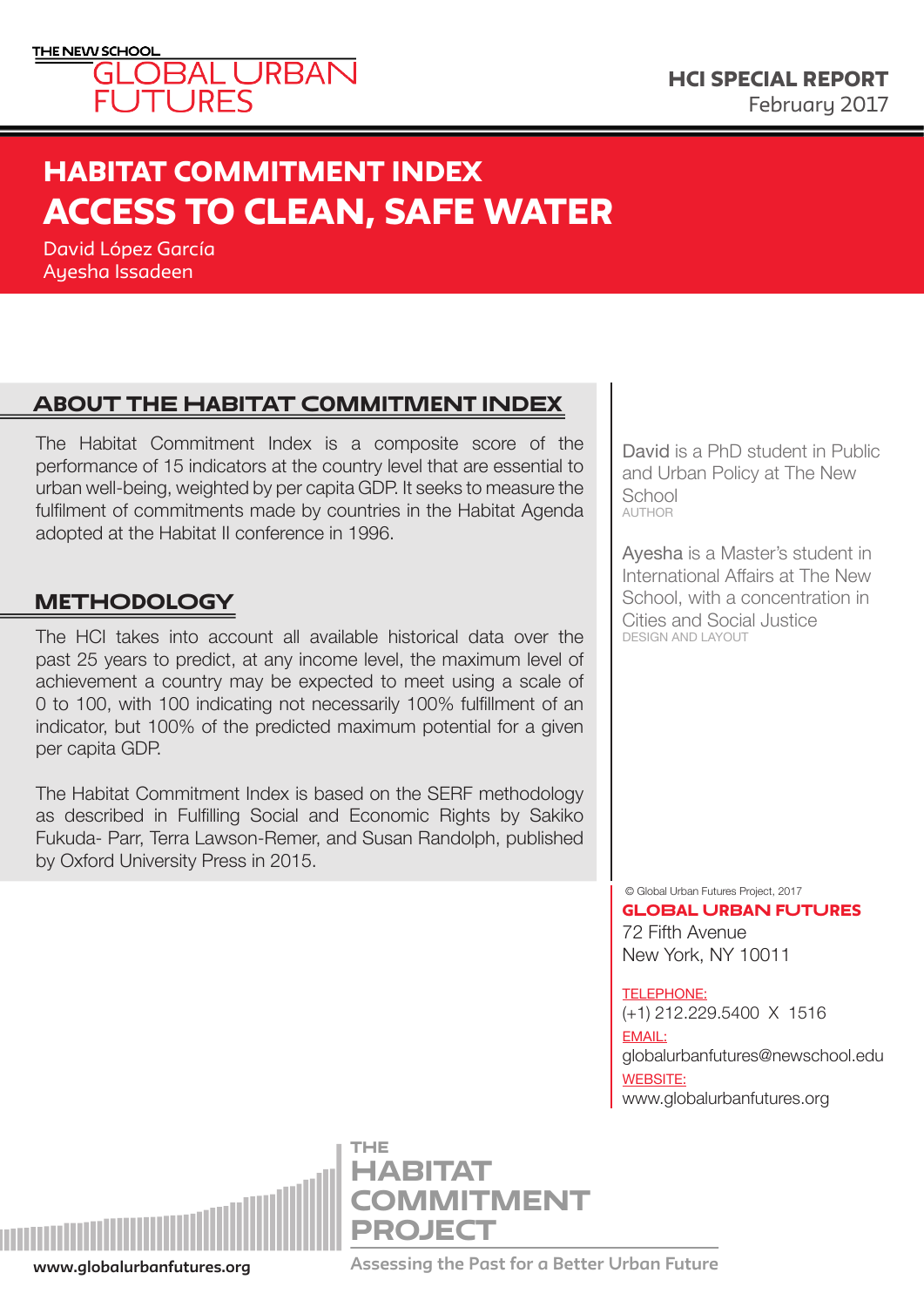THE NEW SCHOOL
GLOBAL URBAN FUTURES

**HCI SPECIAL REPORT**
February 2017

# HABITAT COMMITMENT INDEX
# ACCESS TO CLEAN, SAFE WATER

David López García
Ayesha Issadeen

## ABOUT THE HABITAT COMMITMENT INDEX

The Habitat Commitment Index is a composite score of the performance of 15 indicators at the country level that are essential to urban well-being, weighted by per capita GDP. It seeks to measure the fulfilment of commitments made by countries in the Habitat Agenda adopted at the Habitat II conference in 1996.

## METHODOLOGY

The HCI takes into account all available historical data over the past 25 years to predict, at any income level, the maximum level of achievement a country may be expected to meet using a scale of 0 to 100, with 100 indicating not necessarily 100% fulfillment of an indicator, but 100% of the predicted maximum potential for a given per capita GDP.

The Habitat Commitment Index is based on the SERF methodology as described in Fulfilling Social and Economic Rights by Sakiko Fukuda- Parr, Terra Lawson-Remer, and Susan Randolph, published by Oxford University Press in 2015.

David is a PhD student in Public and Urban Policy at The New School
AUTHOR

Ayesha is a Master's student in International Affairs at The New School, with a concentration in Cities and Social Justice
DESIGN AND LAYOUT

© Global Urban Futures Project, 2017
**GLOBAL URBAN FUTURES**
72 Fifth Avenue
New York, NY 10011

TELEPHONE:
(+1) 212.229.5400 X 1516
EMAIL:
globalurbanfutures@newschool.edu
WEBSITE:
www.globalurbanfutures.org

THE HABITAT COMMITMENT PROJECT
Assessing the Past for a Better Urban Future

www.globalurbanfutures.org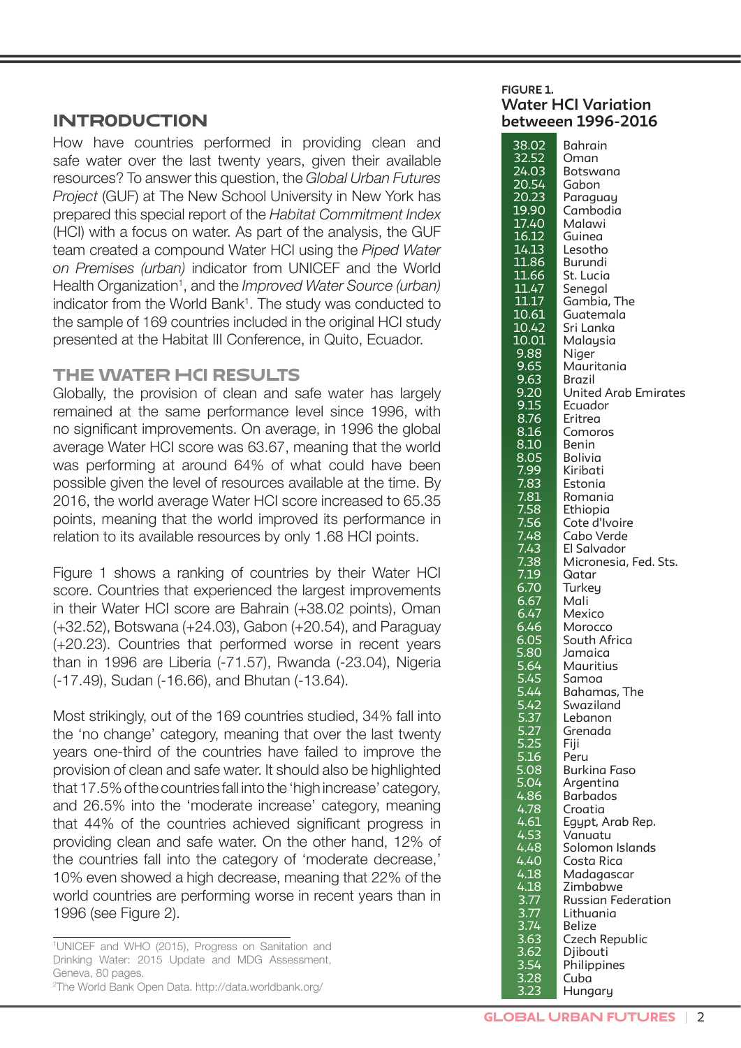## INTRODUCTION

How have countries performed in providing clean and safe water over the last twenty years, given their available resources? To answer this question, the *Global Urban Futures Project* (GUF) at The New School University in New York has prepared this special report of the *Habitat Commitment Index* (HCI) with a focus on water. As part of the analysis, the GUF team created a compound Water HCI using the *Piped Water on Premises (urban)* indicator from UNICEF and the World Health Organization[1], and the *Improved Water Source (urban)* indicator from the World Bank[1]. The study was conducted to the sample of 169 countries included in the original HCI study presented at the Habitat III Conference, in Quito, Ecuador.

## THE WATER HCI RESULTS

Globally, the provision of clean and safe water has largely remained at the same performance level since 1996, with no significant improvements. On average, in 1996 the global average Water HCI score was 63.67, meaning that the world was performing at around 64% of what could have been possible given the level of resources available at the time. By 2016, the world average Water HCI score increased to 65.35 points, meaning that the world improved its performance in relation to its available resources by only 1.68 HCI points.

Figure 1 shows a ranking of countries by their Water HCI score. Countries that experienced the largest improvements in their Water HCI score are Bahrain (+38.02 points), Oman (+32.52), Botswana (+24.03), Gabon (+20.54), and Paraguay (+20.23). Countries that performed worse in recent years than in 1996 are Liberia (-71.57), Rwanda (-23.04), Nigeria (-17.49), Sudan (-16.66), and Bhutan (-13.64).

Most strikingly, out of the 169 countries studied, 34% fall into the 'no change' category, meaning that over the last twenty years one-third of the countries have failed to improve the provision of clean and safe water. It should also be highlighted that 17.5% of the countries fall into the 'high increase' category, and 26.5% into the 'moderate increase' category, meaning that 44% of the countries achieved significant progress in providing clean and safe water. On the other hand, 12% of the countries fall into the category of 'moderate decrease,' 10% even showed a high decrease, meaning that 22% of the world countries are performing worse in recent years than in 1996 (see Figure 2).

[1]UNICEF and WHO (2015), Progress on Sanitation and Drinking Water: 2015 Update and MDG Assessment, Geneva, 80 pages.

[2]The World Bank Open Data. http://data.worldbank.org/

**FIGURE 1.**
**Water HCI Variation betweeen 1996-2016**

| Score | Country |
|---|---|
| 38.02 | Bahrain |
| 32.52 | Oman |
| 24.03 | Botswana |
| 20.54 | Gabon |
| 20.23 | Paraguay |
| 19.90 | Cambodia |
| 17.40 | Malawi |
| 16.12 | Guinea |
| 14.13 | Lesotho |
| 11.86 | Burundi |
| 11.66 | St. Lucia |
| 11.47 | Senegal |
| 11.17 | Gambia, The |
| 10.61 | Guatemala |
| 10.42 | Sri Lanka |
| 10.01 | Malaysia |
| 9.88 | Niger |
| 9.65 | Mauritania |
| 9.63 | Brazil |
| 9.20 | United Arab Emirates |
| 9.15 | Ecuador |
| 8.76 | Eritrea |
| 8.16 | Comoros |
| 8.10 | Benin |
| 8.05 | Bolivia |
| 7.99 | Kiribati |
| 7.83 | Estonia |
| 7.81 | Romania |
| 7.58 | Ethiopia |
| 7.56 | Cote d'Ivoire |
| 7.48 | Cabo Verde |
| 7.43 | El Salvador |
| 7.38 | Micronesia, Fed. Sts. |
| 7.19 | Qatar |
| 6.70 | Turkey |
| 6.67 | Mali |
| 6.47 | Mexico |
| 6.46 | Morocco |
| 6.05 | South Africa |
| 5.80 | Jamaica |
| 5.64 | Mauritius |
| 5.45 | Samoa |
| 5.44 | Bahamas, The |
| 5.42 | Swaziland |
| 5.37 | Lebanon |
| 5.27 | Grenada |
| 5.25 | Fiji |
| 5.16 | Peru |
| 5.08 | Burkina Faso |
| 5.04 | Argentina |
| 4.86 | Barbados |
| 4.78 | Croatia |
| 4.61 | Egypt, Arab Rep. |
| 4.53 | Vanuatu |
| 4.48 | Solomon Islands |
| 4.40 | Costa Rica |
| 4.18 | Madagascar |
| 4.18 | Zimbabwe |
| 3.77 | Russian Federation |
| 3.77 | Lithuania |
| 3.74 | Belize |
| 3.63 | Czech Republic |
| 3.62 | Djibouti |
| 3.54 | Philippines |
| 3.28 | Cuba |
| 3.23 | Hungary |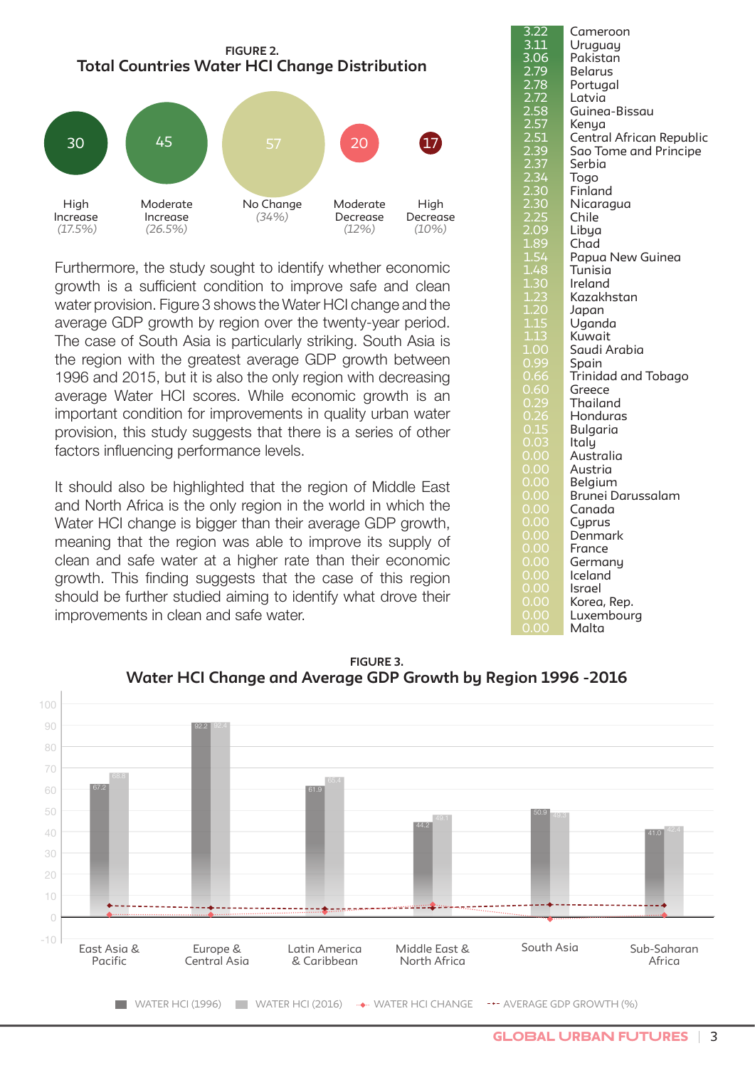**FIGURE 2.**
**Total Countries Water HCI Change Distribution**

| High Increase | Moderate Increase | No Change | Moderate Decrease | High Decrease |
|---|---|---|---|---|
| 30 | 45 | 57 | 20 | 17 |
| *(17.5%)* | *(26.5%)* | *(34%)* | *(12%)* | *(10%)* |

Furthermore, the study sought to identify whether economic growth is a sufficient condition to improve safe and clean water provision. Figure 3 shows the Water HCI change and the average GDP growth by region over the twenty-year period. The case of South Asia is particularly striking. South Asia is the region with the greatest average GDP growth between 1996 and 2015, but it is also the only region with decreasing average Water HCI scores. While economic growth is an important condition for improvements in quality urban water provision, this study suggests that there is a series of other factors influencing performance levels.

It should also be highlighted that the region of Middle East and North Africa is the only region in the world in which the Water HCI change is bigger than their average GDP growth, meaning that the region was able to improve its supply of clean and safe water at a higher rate than their economic growth. This finding suggests that the case of this region should be further studied aiming to identify what drove their improvements in clean and safe water.

| Value | Country |
|---|---|
| 3.22 | Cameroon |
| 3.11 | Uruguay |
| 3.06 | Pakistan |
| 2.79 | Belarus |
| 2.78 | Portugal |
| 2.72 | Latvia |
| 2.58 | Guinea-Bissau |
| 2.57 | Kenya |
| 2.51 | Central African Republic |
| 2.39 | Sao Tome and Principe |
| 2.37 | Serbia |
| 2.34 | Togo |
| 2.30 | Finland |
| 2.30 | Nicaragua |
| 2.25 | Chile |
| 2.09 | Libya |
| 1.89 | Chad |
| 1.54 | Papua New Guinea |
| 1.48 | Tunisia |
| 1.30 | Ireland |
| 1.23 | Kazakhstan |
| 1.20 | Japan |
| 1.15 | Uganda |
| 1.13 | Kuwait |
| 1.00 | Saudi Arabia |
| 0.99 | Spain |
| 0.66 | Trinidad and Tobago |
| 0.60 | Greece |
| 0.29 | Thailand |
| 0.26 | Honduras |
| 0.15 | Bulgaria |
| 0.03 | Italy |
| 0.00 | Australia |
| 0.00 | Austria |
| 0.00 | Belgium |
| 0.00 | Brunei Darussalam |
| 0.00 | Canada |
| 0.00 | Cyprus |
| 0.00 | Denmark |
| 0.00 | France |
| 0.00 | Germany |
| 0.00 | Iceland |
| 0.00 | Israel |
| 0.00 | Korea, Rep. |
| 0.00 | Luxembourg |
| 0.00 | Malta |

**FIGURE 3.**
**Water HCI Change and Average GDP Growth by Region 1996 -2016**

| Region | Water HCI (1996) | Water HCI (2016) |
|---|---|---|
| East Asia & Pacific | 67.2 | 68.8 |
| Europe & Central Asia | 92.2 | 92.4 |
| Latin America & Caribbean | 61.9 | 65.4 |
| Middle East & North Africa | 44.2 | 49.1 |
| South Asia | 50.9 | 49.3 |
| Sub-Saharan Africa | 41.0 | 42.4 |

WATER HCI (1996) · WATER HCI (2016) · WATER HCI CHANGE · AVERAGE GDP GROWTH (%)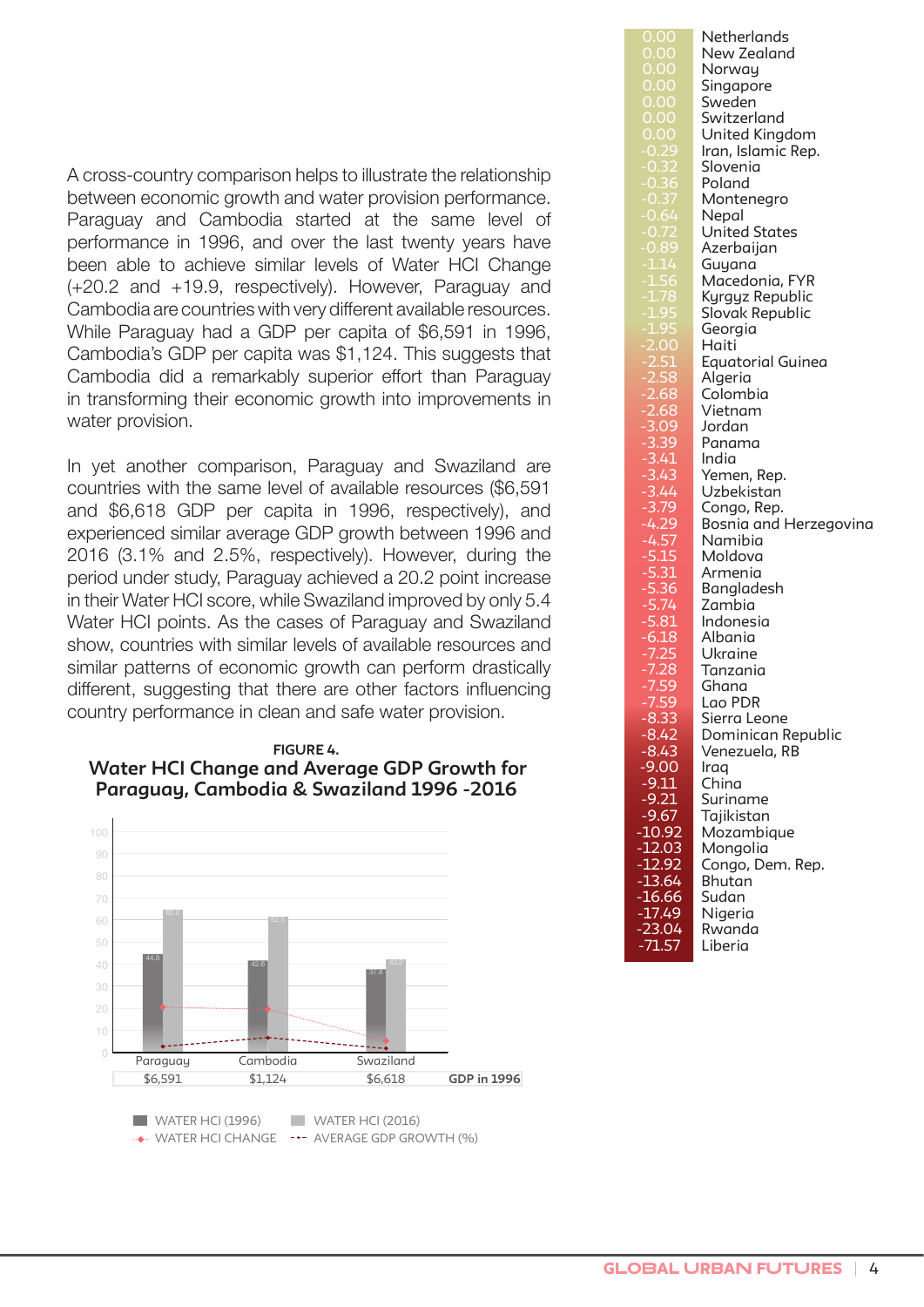| | |
|---|---|
| 0.00 | Netherlands |
| 0.00 | New Zealand |
| 0.00 | Norway |
| 0.00 | Singapore |
| 0.00 | Sweden |
| 0.00 | Switzerland |
| 0.00 | United Kingdom |
| -0.29 | Iran, Islamic Rep. |
| -0.32 | Slovenia |
| -0.36 | Poland |
| -0.37 | Montenegro |
| -0.64 | Nepal |
| -0.72 | United States |
| -0.89 | Azerbaijan |
| -1.14 | Guyana |
| -1.56 | Macedonia, FYR |
| -1.78 | Kyrgyz Republic |
| -1.95 | Slovak Republic |
| -1.95 | Georgia |
| -2.00 | Haiti |
| -2.51 | Equatorial Guinea |
| -2.58 | Algeria |
| -2.68 | Colombia |
| -2.68 | Vietnam |
| -3.09 | Jordan |
| -3.39 | Panama |
| -3.41 | India |
| -3.43 | Yemen, Rep. |
| -3.44 | Uzbekistan |
| -3.79 | Congo, Rep. |
| -4.29 | Bosnia and Herzegovina |
| -4.57 | Namibia |
| -5.15 | Moldova |
| -5.31 | Armenia |
| -5.36 | Bangladesh |
| -5.74 | Zambia |
| -5.81 | Indonesia |
| -6.18 | Albania |
| -7.25 | Ukraine |
| -7.28 | Tanzania |
| -7.59 | Ghana |
| -7.59 | Lao PDR |
| -8.33 | Sierra Leone |
| -8.42 | Dominican Republic |
| -8.43 | Venezuela, RB |
| -9.00 | Iraq |
| -9.11 | China |
| -9.21 | Suriname |
| -9.67 | Tajikistan |
| -10.92 | Mozambique |
| -12.03 | Mongolia |
| -12.92 | Congo, Dem. Rep. |
| -13.64 | Bhutan |
| -16.66 | Sudan |
| -17.49 | Nigeria |
| -23.04 | Rwanda |
| -71.57 | Liberia |

A cross-country comparison helps to illustrate the relationship between economic growth and water provision performance. Paraguay and Cambodia started at the same level of performance in 1996, and over the last twenty years have been able to achieve similar levels of Water HCI Change (+20.2 and +19.9, respectively). However, Paraguay and Cambodia are countries with very different available resources. While Paraguay had a GDP per capita of $6,591 in 1996, Cambodia's GDP per capita was $1,124. This suggests that Cambodia did a remarkably superior effort than Paraguay in transforming their economic growth into improvements in water provision.

In yet another comparison, Paraguay and Swaziland are countries with the same level of available resources ($6,591 and $6,618 GDP per capita in 1996, respectively), and experienced similar average GDP growth between 1996 and 2016 (3.1% and 2.5%, respectively). However, during the period under study, Paraguay achieved a 20.2 point increase in their Water HCI score, while Swaziland improved by only 5.4 Water HCI points. As the cases of Paraguay and Swaziland show, countries with similar levels of available resources and similar patterns of economic growth can perform drastically different, suggesting that there are other factors influencing country performance in clean and safe water provision.

**FIGURE 4.**

### Water HCI Change and Average GDP Growth for Paraguay, Cambodia & Swaziland 1996 -2016

100
90
80
70
60
50
40
30
20
10
0

44.8
65.0
42.6
62.5
37.8
43.2

Paraguay
Cambodia
Swaziland

$6,591
$1,124
$6,618
GDP in 1996

WATER HCI (1996)
WATER HCI (2016)
WATER HCI CHANGE
AVERAGE GDP GROWTH (%)